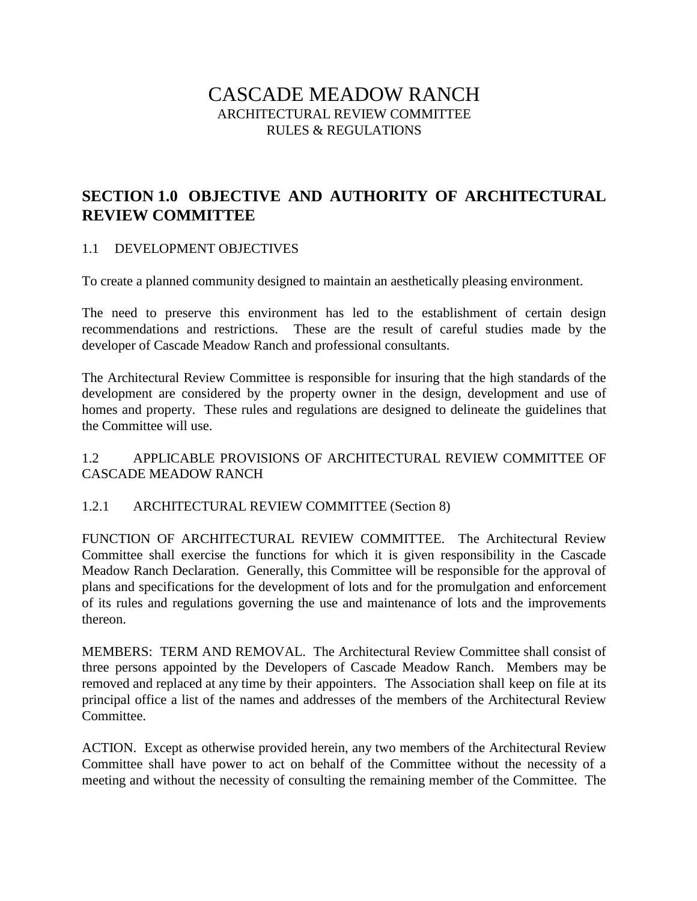# CASCADE MEADOW RANCH

ARCHITECTURAL REVIEW COMMITTEE
RULES & REGULATIONS

## SECTION 1.0 OBJECTIVE AND AUTHORITY OF ARCHITECTURAL REVIEW COMMITTEE

1.1 DEVELOPMENT OBJECTIVES

To create a planned community designed to maintain an aesthetically pleasing environment.

The need to preserve this environment has led to the establishment of certain design recommendations and restrictions. These are the result of careful studies made by the developer of Cascade Meadow Ranch and professional consultants.

The Architectural Review Committee is responsible for insuring that the high standards of the development are considered by the property owner in the design, development and use of homes and property. These rules and regulations are designed to delineate the guidelines that the Committee will use.

1.2 APPLICABLE PROVISIONS OF ARCHITECTURAL REVIEW COMMITTEE OF CASCADE MEADOW RANCH

1.2.1 ARCHITECTURAL REVIEW COMMITTEE (Section 8)

FUNCTION OF ARCHITECTURAL REVIEW COMMITTEE. The Architectural Review Committee shall exercise the functions for which it is given responsibility in the Cascade Meadow Ranch Declaration. Generally, this Committee will be responsible for the approval of plans and specifications for the development of lots and for the promulgation and enforcement of its rules and regulations governing the use and maintenance of lots and the improvements thereon.

MEMBERS: TERM AND REMOVAL. The Architectural Review Committee shall consist of three persons appointed by the Developers of Cascade Meadow Ranch. Members may be removed and replaced at any time by their appointers. The Association shall keep on file at its principal office a list of the names and addresses of the members of the Architectural Review Committee.

ACTION. Except as otherwise provided herein, any two members of the Architectural Review Committee shall have power to act on behalf of the Committee without the necessity of a meeting and without the necessity of consulting the remaining member of the Committee. The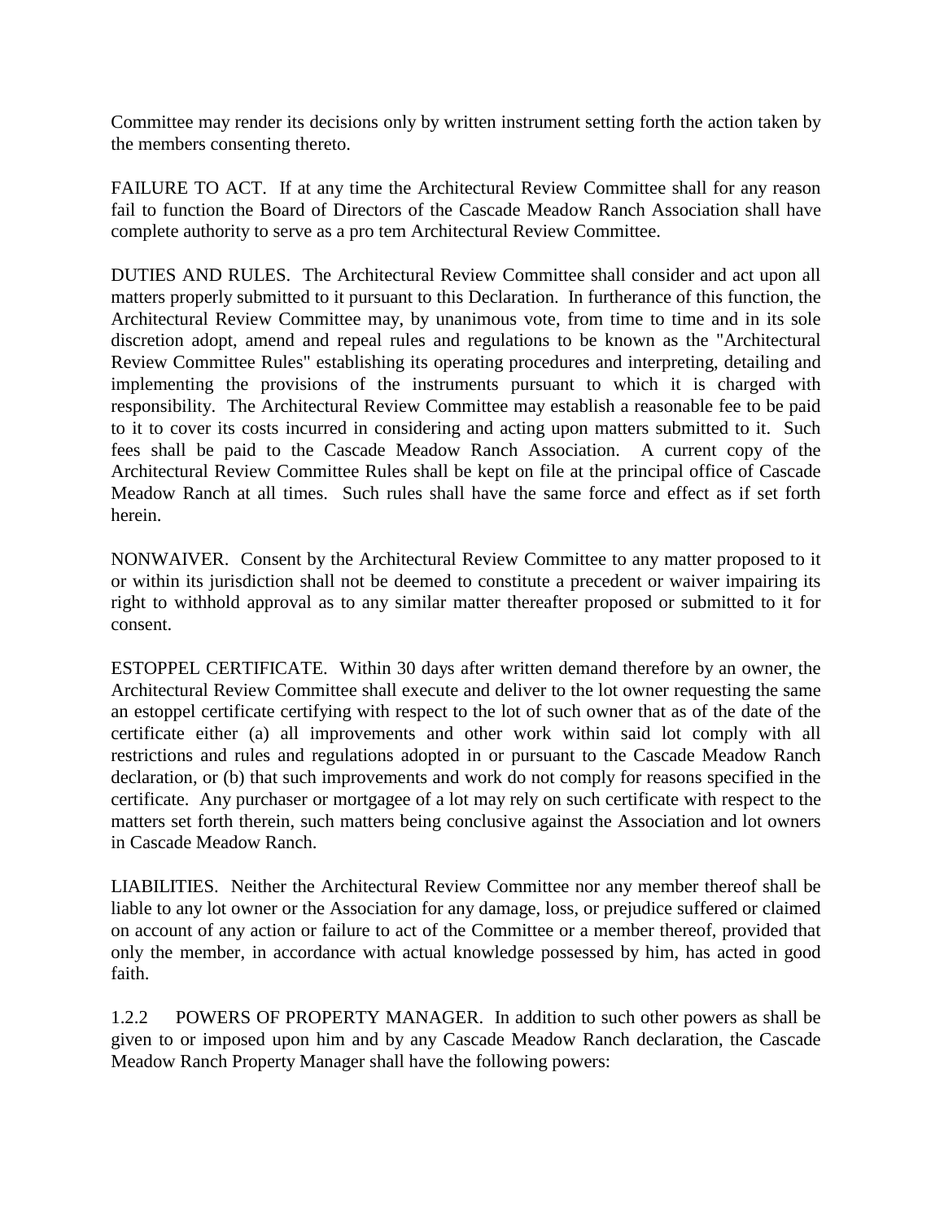Committee may render its decisions only by written instrument setting forth the action taken by the members consenting thereto.

FAILURE TO ACT. If at any time the Architectural Review Committee shall for any reason fail to function the Board of Directors of the Cascade Meadow Ranch Association shall have complete authority to serve as a pro tem Architectural Review Committee.

DUTIES AND RULES. The Architectural Review Committee shall consider and act upon all matters properly submitted to it pursuant to this Declaration. In furtherance of this function, the Architectural Review Committee may, by unanimous vote, from time to time and in its sole discretion adopt, amend and repeal rules and regulations to be known as the "Architectural Review Committee Rules" establishing its operating procedures and interpreting, detailing and implementing the provisions of the instruments pursuant to which it is charged with responsibility. The Architectural Review Committee may establish a reasonable fee to be paid to it to cover its costs incurred in considering and acting upon matters submitted to it. Such fees shall be paid to the Cascade Meadow Ranch Association. A current copy of the Architectural Review Committee Rules shall be kept on file at the principal office of Cascade Meadow Ranch at all times. Such rules shall have the same force and effect as if set forth herein.

NONWAIVER. Consent by the Architectural Review Committee to any matter proposed to it or within its jurisdiction shall not be deemed to constitute a precedent or waiver impairing its right to withhold approval as to any similar matter thereafter proposed or submitted to it for consent.

ESTOPPEL CERTIFICATE. Within 30 days after written demand therefore by an owner, the Architectural Review Committee shall execute and deliver to the lot owner requesting the same an estoppel certificate certifying with respect to the lot of such owner that as of the date of the certificate either (a) all improvements and other work within said lot comply with all restrictions and rules and regulations adopted in or pursuant to the Cascade Meadow Ranch declaration, or (b) that such improvements and work do not comply for reasons specified in the certificate. Any purchaser or mortgagee of a lot may rely on such certificate with respect to the matters set forth therein, such matters being conclusive against the Association and lot owners in Cascade Meadow Ranch.

LIABILITIES. Neither the Architectural Review Committee nor any member thereof shall be liable to any lot owner or the Association for any damage, loss, or prejudice suffered or claimed on account of any action or failure to act of the Committee or a member thereof, provided that only the member, in accordance with actual knowledge possessed by him, has acted in good faith.

1.2.2 POWERS OF PROPERTY MANAGER. In addition to such other powers as shall be given to or imposed upon him and by any Cascade Meadow Ranch declaration, the Cascade Meadow Ranch Property Manager shall have the following powers: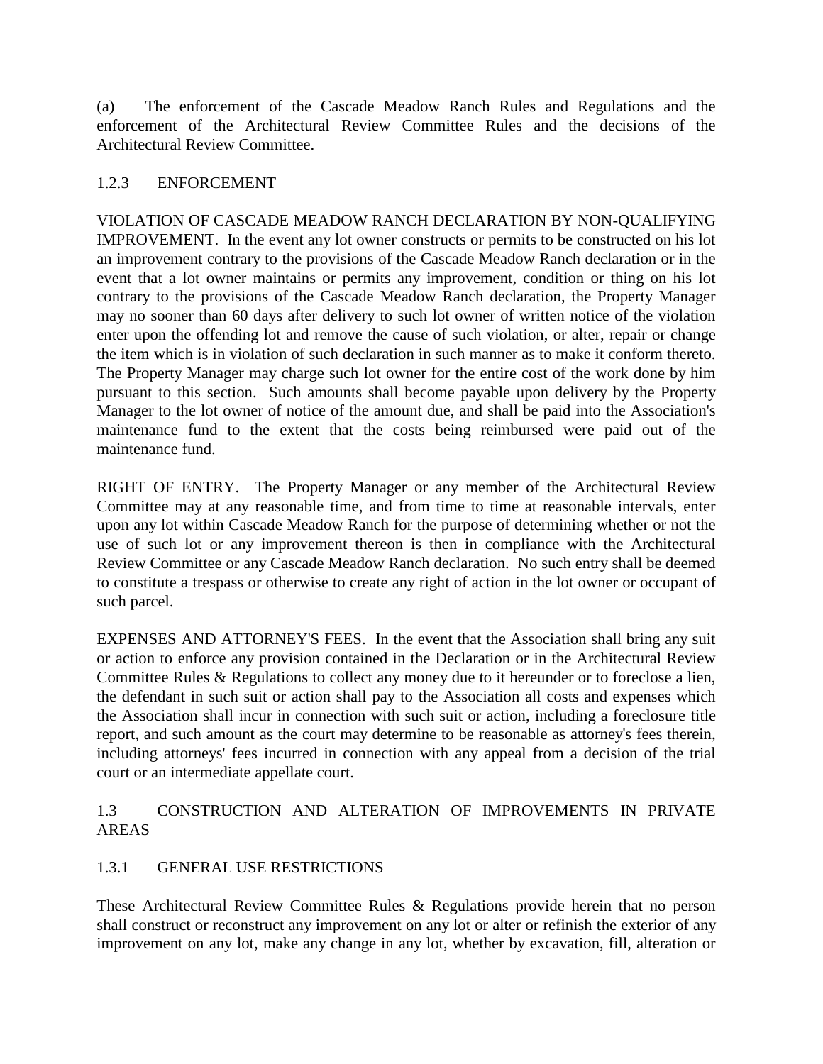(a) The enforcement of the Cascade Meadow Ranch Rules and Regulations and the enforcement of the Architectural Review Committee Rules and the decisions of the Architectural Review Committee.

### 1.2.3 ENFORCEMENT

VIOLATION OF CASCADE MEADOW RANCH DECLARATION BY NON-QUALIFYING IMPROVEMENT. In the event any lot owner constructs or permits to be constructed on his lot an improvement contrary to the provisions of the Cascade Meadow Ranch declaration or in the event that a lot owner maintains or permits any improvement, condition or thing on his lot contrary to the provisions of the Cascade Meadow Ranch declaration, the Property Manager may no sooner than 60 days after delivery to such lot owner of written notice of the violation enter upon the offending lot and remove the cause of such violation, or alter, repair or change the item which is in violation of such declaration in such manner as to make it conform thereto. The Property Manager may charge such lot owner for the entire cost of the work done by him pursuant to this section. Such amounts shall become payable upon delivery by the Property Manager to the lot owner of notice of the amount due, and shall be paid into the Association's maintenance fund to the extent that the costs being reimbursed were paid out of the maintenance fund.

RIGHT OF ENTRY. The Property Manager or any member of the Architectural Review Committee may at any reasonable time, and from time to time at reasonable intervals, enter upon any lot within Cascade Meadow Ranch for the purpose of determining whether or not the use of such lot or any improvement thereon is then in compliance with the Architectural Review Committee or any Cascade Meadow Ranch declaration. No such entry shall be deemed to constitute a trespass or otherwise to create any right of action in the lot owner or occupant of such parcel.

EXPENSES AND ATTORNEY'S FEES. In the event that the Association shall bring any suit or action to enforce any provision contained in the Declaration or in the Architectural Review Committee Rules & Regulations to collect any money due to it hereunder or to foreclose a lien, the defendant in such suit or action shall pay to the Association all costs and expenses which the Association shall incur in connection with such suit or action, including a foreclosure title report, and such amount as the court may determine to be reasonable as attorney's fees therein, including attorneys' fees incurred in connection with any appeal from a decision of the trial court or an intermediate appellate court.

## 1.3 CONSTRUCTION AND ALTERATION OF IMPROVEMENTS IN PRIVATE AREAS

### 1.3.1 GENERAL USE RESTRICTIONS

These Architectural Review Committee Rules & Regulations provide herein that no person shall construct or reconstruct any improvement on any lot or alter or refinish the exterior of any improvement on any lot, make any change in any lot, whether by excavation, fill, alteration or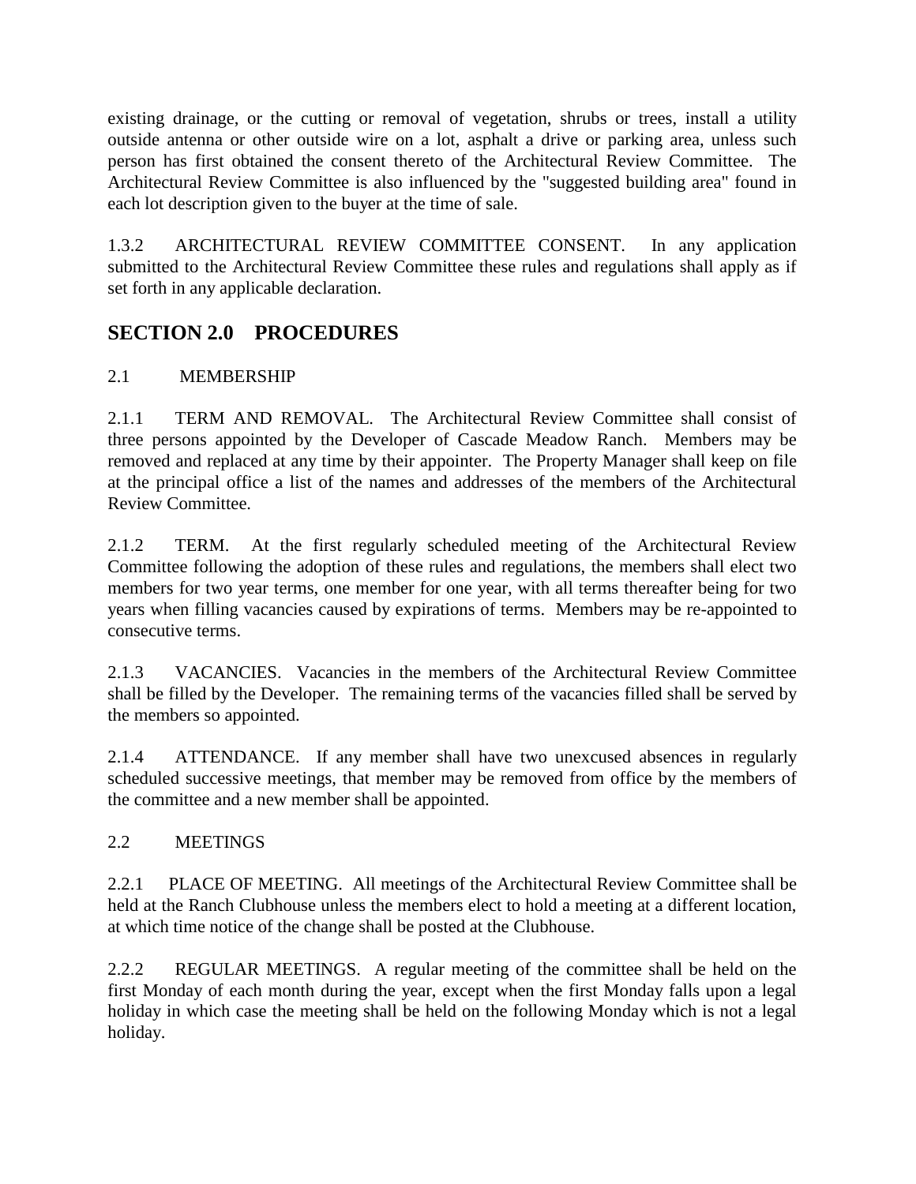existing drainage, or the cutting or removal of vegetation, shrubs or trees, install a utility outside antenna or other outside wire on a lot, asphalt a drive or parking area, unless such person has first obtained the consent thereto of the Architectural Review Committee. The Architectural Review Committee is also influenced by the "suggested building area" found in each lot description given to the buyer at the time of sale.

1.3.2 ARCHITECTURAL REVIEW COMMITTEE CONSENT. In any application submitted to the Architectural Review Committee these rules and regulations shall apply as if set forth in any applicable declaration.

## SECTION 2.0 PROCEDURES

2.1 MEMBERSHIP

2.1.1 TERM AND REMOVAL. The Architectural Review Committee shall consist of three persons appointed by the Developer of Cascade Meadow Ranch. Members may be removed and replaced at any time by their appointer. The Property Manager shall keep on file at the principal office a list of the names and addresses of the members of the Architectural Review Committee.

2.1.2 TERM. At the first regularly scheduled meeting of the Architectural Review Committee following the adoption of these rules and regulations, the members shall elect two members for two year terms, one member for one year, with all terms thereafter being for two years when filling vacancies caused by expirations of terms. Members may be re-appointed to consecutive terms.

2.1.3 VACANCIES. Vacancies in the members of the Architectural Review Committee shall be filled by the Developer. The remaining terms of the vacancies filled shall be served by the members so appointed.

2.1.4 ATTENDANCE. If any member shall have two unexcused absences in regularly scheduled successive meetings, that member may be removed from office by the members of the committee and a new member shall be appointed.

2.2 MEETINGS

2.2.1 PLACE OF MEETING. All meetings of the Architectural Review Committee shall be held at the Ranch Clubhouse unless the members elect to hold a meeting at a different location, at which time notice of the change shall be posted at the Clubhouse.

2.2.2 REGULAR MEETINGS. A regular meeting of the committee shall be held on the first Monday of each month during the year, except when the first Monday falls upon a legal holiday in which case the meeting shall be held on the following Monday which is not a legal holiday.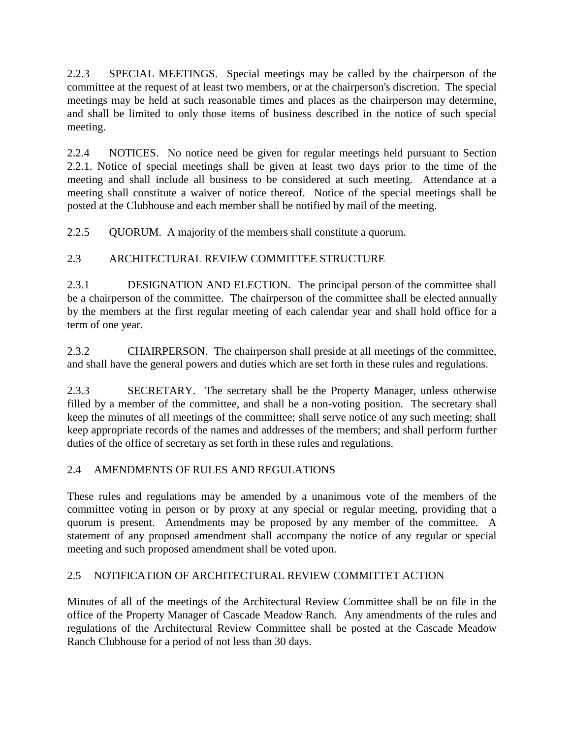2.2.3 SPECIAL MEETINGS. Special meetings may be called by the chairperson of the committee at the request of at least two members, or at the chairperson's discretion. The special meetings may be held at such reasonable times and places as the chairperson may determine, and shall be limited to only those items of business described in the notice of such special meeting.

2.2.4 NOTICES. No notice need be given for regular meetings held pursuant to Section 2.2.1. Notice of special meetings shall be given at least two days prior to the time of the meeting and shall include all business to be considered at such meeting. Attendance at a meeting shall constitute a waiver of notice thereof. Notice of the special meetings shall be posted at the Clubhouse and each member shall be notified by mail of the meeting.

2.2.5 QUORUM. A majority of the members shall constitute a quorum.

2.3 ARCHITECTURAL REVIEW COMMITTEE STRUCTURE

2.3.1 DESIGNATION AND ELECTION. The principal person of the committee shall be a chairperson of the committee. The chairperson of the committee shall be elected annually by the members at the first regular meeting of each calendar year and shall hold office for a term of one year.

2.3.2 CHAIRPERSON. The chairperson shall preside at all meetings of the committee, and shall have the general powers and duties which are set forth in these rules and regulations.

2.3.3 SECRETARY. The secretary shall be the Property Manager, unless otherwise filled by a member of the committee, and shall be a non-voting position. The secretary shall keep the minutes of all meetings of the committee; shall serve notice of any such meeting; shall keep appropriate records of the names and addresses of the members; and shall perform further duties of the office of secretary as set forth in these rules and regulations.

2.4 AMENDMENTS OF RULES AND REGULATIONS

These rules and regulations may be amended by a unanimous vote of the members of the committee voting in person or by proxy at any special or regular meeting, providing that a quorum is present. Amendments may be proposed by any member of the committee. A statement of any proposed amendment shall accompany the notice of any regular or special meeting and such proposed amendment shall be voted upon.

2.5 NOTIFICATION OF ARCHITECTURAL REVIEW COMMITTET ACTION

Minutes of all of the meetings of the Architectural Review Committee shall be on file in the office of the Property Manager of Cascade Meadow Ranch. Any amendments of the rules and regulations of the Architectural Review Committee shall be posted at the Cascade Meadow Ranch Clubhouse for a period of not less than 30 days.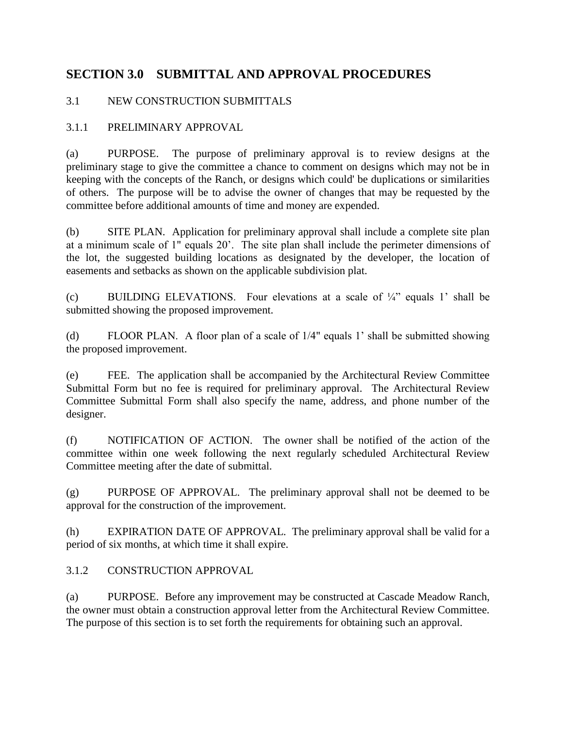## SECTION 3.0 SUBMITTAL AND APPROVAL PROCEDURES

### 3.1 NEW CONSTRUCTION SUBMITTALS

#### 3.1.1 PRELIMINARY APPROVAL

(a) PURPOSE. The purpose of preliminary approval is to review designs at the preliminary stage to give the committee a chance to comment on designs which may not be in keeping with the concepts of the Ranch, or designs which could' be duplications or similarities of others. The purpose will be to advise the owner of changes that may be requested by the committee before additional amounts of time and money are expended.

(b) SITE PLAN. Application for preliminary approval shall include a complete site plan at a minimum scale of 1" equals 20'. The site plan shall include the perimeter dimensions of the lot, the suggested building locations as designated by the developer, the location of easements and setbacks as shown on the applicable subdivision plat.

(c) BUILDING ELEVATIONS. Four elevations at a scale of ¼" equals 1' shall be submitted showing the proposed improvement.

(d) FLOOR PLAN. A floor plan of a scale of 1/4" equals 1' shall be submitted showing the proposed improvement.

(e) FEE. The application shall be accompanied by the Architectural Review Committee Submittal Form but no fee is required for preliminary approval. The Architectural Review Committee Submittal Form shall also specify the name, address, and phone number of the designer.

(f) NOTIFICATION OF ACTION. The owner shall be notified of the action of the committee within one week following the next regularly scheduled Architectural Review Committee meeting after the date of submittal.

(g) PURPOSE OF APPROVAL. The preliminary approval shall not be deemed to be approval for the construction of the improvement.

(h) EXPIRATION DATE OF APPROVAL. The preliminary approval shall be valid for a period of six months, at which time it shall expire.

#### 3.1.2 CONSTRUCTION APPROVAL

(a) PURPOSE. Before any improvement may be constructed at Cascade Meadow Ranch, the owner must obtain a construction approval letter from the Architectural Review Committee. The purpose of this section is to set forth the requirements for obtaining such an approval.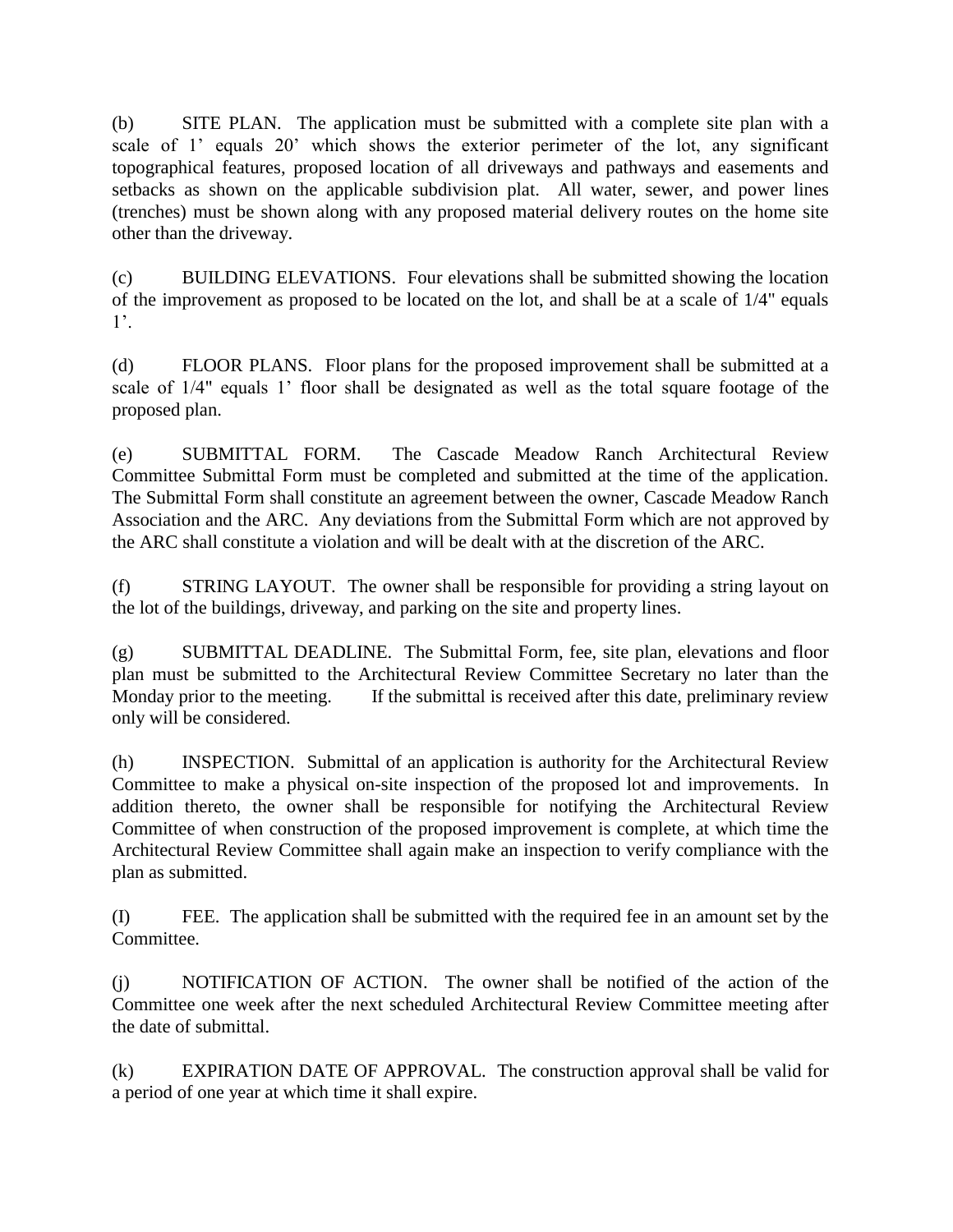(b) SITE PLAN. The application must be submitted with a complete site plan with a scale of 1' equals 20' which shows the exterior perimeter of the lot, any significant topographical features, proposed location of all driveways and pathways and easements and setbacks as shown on the applicable subdivision plat. All water, sewer, and power lines (trenches) must be shown along with any proposed material delivery routes on the home site other than the driveway.

(c) BUILDING ELEVATIONS. Four elevations shall be submitted showing the location of the improvement as proposed to be located on the lot, and shall be at a scale of 1/4" equals 1'.

(d) FLOOR PLANS. Floor plans for the proposed improvement shall be submitted at a scale of 1/4" equals 1' floor shall be designated as well as the total square footage of the proposed plan.

(e) SUBMITTAL FORM. The Cascade Meadow Ranch Architectural Review Committee Submittal Form must be completed and submitted at the time of the application. The Submittal Form shall constitute an agreement between the owner, Cascade Meadow Ranch Association and the ARC. Any deviations from the Submittal Form which are not approved by the ARC shall constitute a violation and will be dealt with at the discretion of the ARC.

(f) STRING LAYOUT. The owner shall be responsible for providing a string layout on the lot of the buildings, driveway, and parking on the site and property lines.

(g) SUBMITTAL DEADLINE. The Submittal Form, fee, site plan, elevations and floor plan must be submitted to the Architectural Review Committee Secretary no later than the Monday prior to the meeting. If the submittal is received after this date, preliminary review only will be considered.

(h) INSPECTION. Submittal of an application is authority for the Architectural Review Committee to make a physical on-site inspection of the proposed lot and improvements. In addition thereto, the owner shall be responsible for notifying the Architectural Review Committee of when construction of the proposed improvement is complete, at which time the Architectural Review Committee shall again make an inspection to verify compliance with the plan as submitted.

(I) FEE. The application shall be submitted with the required fee in an amount set by the Committee.

(j) NOTIFICATION OF ACTION. The owner shall be notified of the action of the Committee one week after the next scheduled Architectural Review Committee meeting after the date of submittal.

(k) EXPIRATION DATE OF APPROVAL. The construction approval shall be valid for a period of one year at which time it shall expire.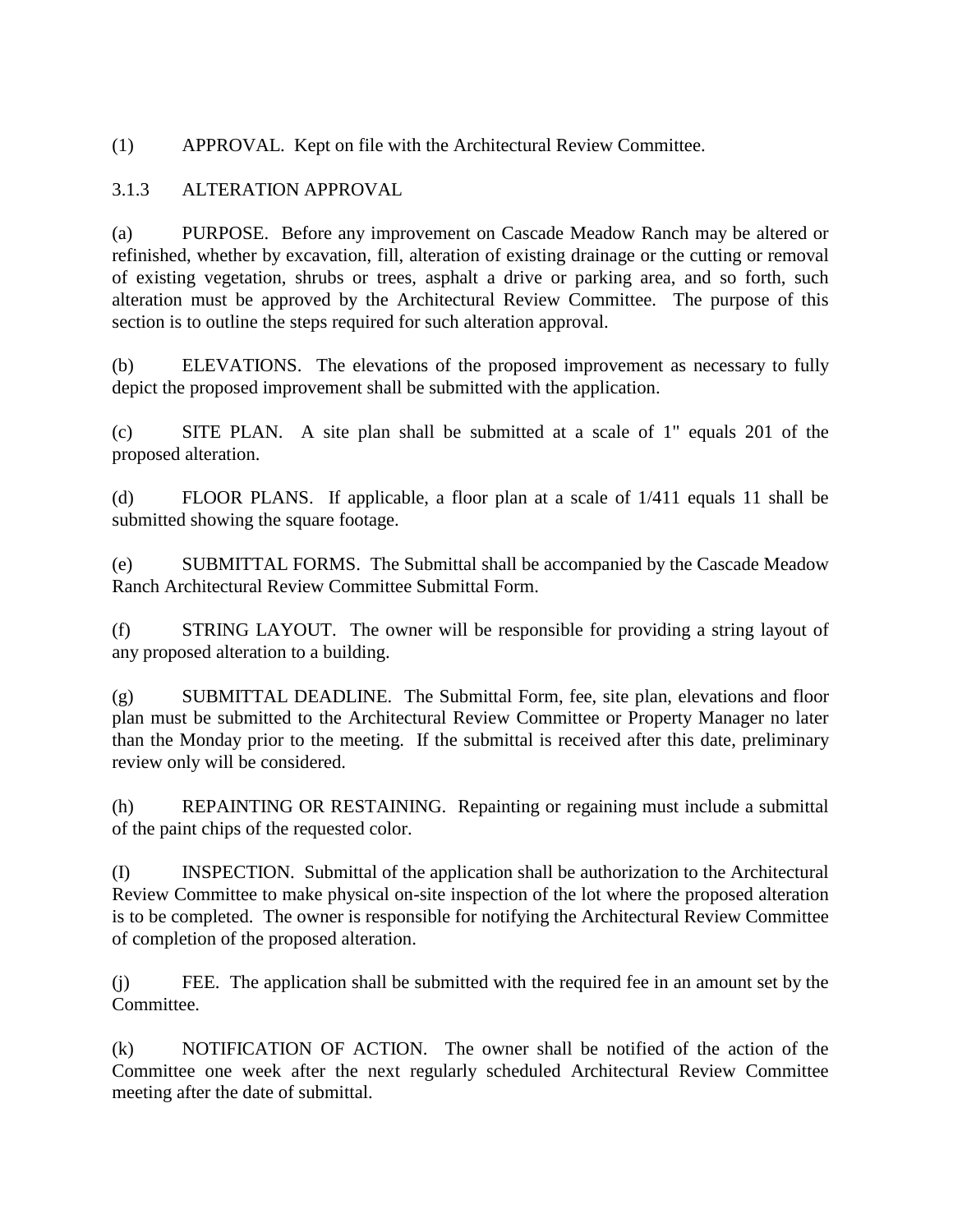(1) APPROVAL. Kept on file with the Architectural Review Committee.

### 3.1.3 ALTERATION APPROVAL

(a) PURPOSE. Before any improvement on Cascade Meadow Ranch may be altered or refinished, whether by excavation, fill, alteration of existing drainage or the cutting or removal of existing vegetation, shrubs or trees, asphalt a drive or parking area, and so forth, such alteration must be approved by the Architectural Review Committee. The purpose of this section is to outline the steps required for such alteration approval.

(b) ELEVATIONS. The elevations of the proposed improvement as necessary to fully depict the proposed improvement shall be submitted with the application.

(c) SITE PLAN. A site plan shall be submitted at a scale of 1" equals 201 of the proposed alteration.

(d) FLOOR PLANS. If applicable, a floor plan at a scale of 1/411 equals 11 shall be submitted showing the square footage.

(e) SUBMITTAL FORMS. The Submittal shall be accompanied by the Cascade Meadow Ranch Architectural Review Committee Submittal Form.

(f) STRING LAYOUT. The owner will be responsible for providing a string layout of any proposed alteration to a building.

(g) SUBMITTAL DEADLINE. The Submittal Form, fee, site plan, elevations and floor plan must be submitted to the Architectural Review Committee or Property Manager no later than the Monday prior to the meeting. If the submittal is received after this date, preliminary review only will be considered.

(h) REPAINTING OR RESTAINING. Repainting or regaining must include a submittal of the paint chips of the requested color.

(I) INSPECTION. Submittal of the application shall be authorization to the Architectural Review Committee to make physical on-site inspection of the lot where the proposed alteration is to be completed. The owner is responsible for notifying the Architectural Review Committee of completion of the proposed alteration.

(j) FEE. The application shall be submitted with the required fee in an amount set by the Committee.

(k) NOTIFICATION OF ACTION. The owner shall be notified of the action of the Committee one week after the next regularly scheduled Architectural Review Committee meeting after the date of submittal.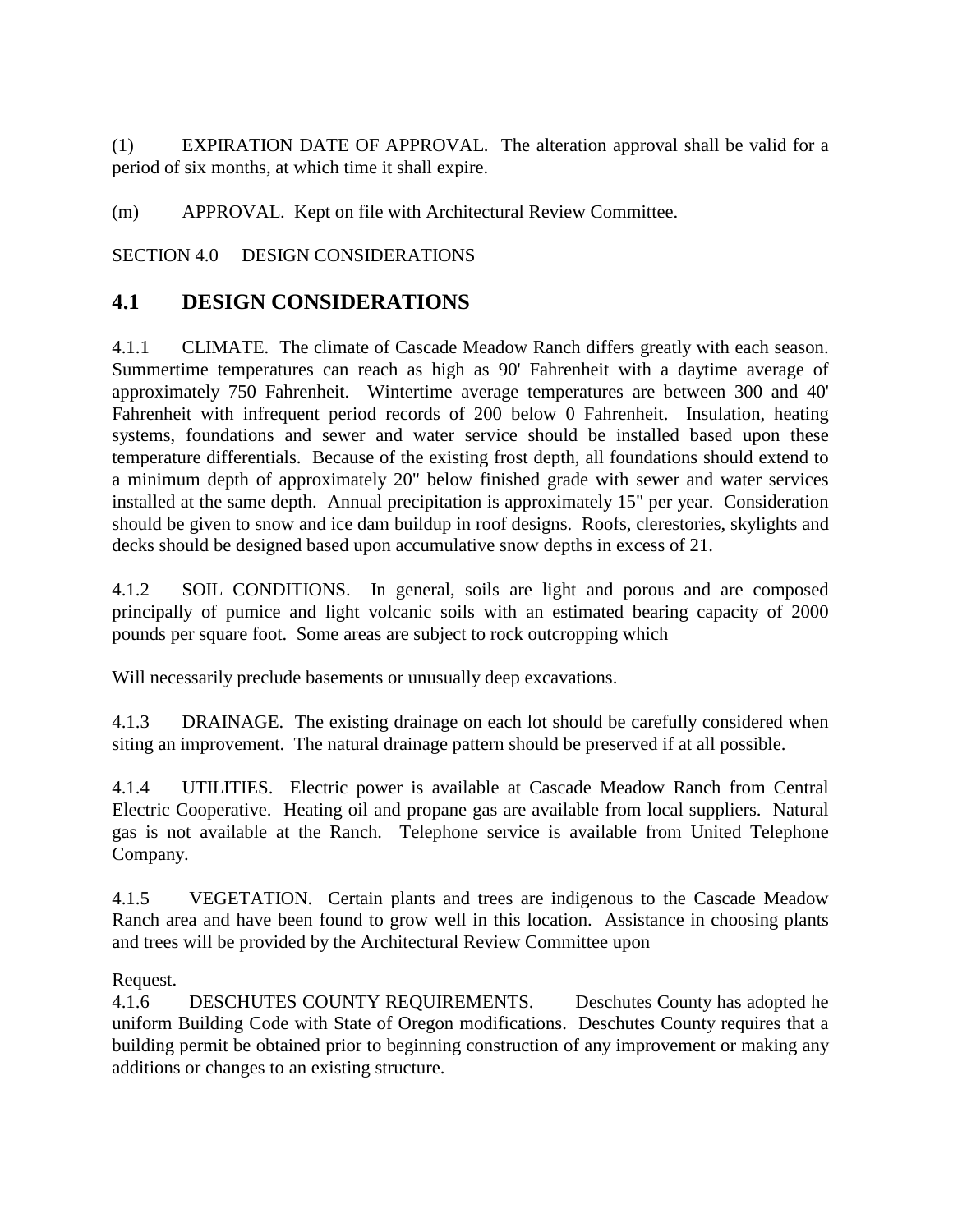(l) EXPIRATION DATE OF APPROVAL. The alteration approval shall be valid for a period of six months, at which time it shall expire.

(m) APPROVAL. Kept on file with Architectural Review Committee.

SECTION 4.0 DESIGN CONSIDERATIONS

## 4.1 DESIGN CONSIDERATIONS

4.1.1 CLIMATE. The climate of Cascade Meadow Ranch differs greatly with each season. Summertime temperatures can reach as high as 90' Fahrenheit with a daytime average of approximately 750 Fahrenheit. Wintertime average temperatures are between 300 and 40' Fahrenheit with infrequent period records of 200 below 0 Fahrenheit. Insulation, heating systems, foundations and sewer and water service should be installed based upon these temperature differentials. Because of the existing frost depth, all foundations should extend to a minimum depth of approximately 20" below finished grade with sewer and water services installed at the same depth. Annual precipitation is approximately 15" per year. Consideration should be given to snow and ice dam buildup in roof designs. Roofs, clerestories, skylights and decks should be designed based upon accumulative snow depths in excess of 21.

4.1.2 SOIL CONDITIONS. In general, soils are light and porous and are composed principally of pumice and light volcanic soils with an estimated bearing capacity of 2000 pounds per square foot. Some areas are subject to rock outcropping which

Will necessarily preclude basements or unusually deep excavations.

4.1.3 DRAINAGE. The existing drainage on each lot should be carefully considered when siting an improvement. The natural drainage pattern should be preserved if at all possible.

4.1.4 UTILITIES. Electric power is available at Cascade Meadow Ranch from Central Electric Cooperative. Heating oil and propane gas are available from local suppliers. Natural gas is not available at the Ranch. Telephone service is available from United Telephone Company.

4.1.5 VEGETATION. Certain plants and trees are indigenous to the Cascade Meadow Ranch area and have been found to grow well in this location. Assistance in choosing plants and trees will be provided by the Architectural Review Committee upon

Request.

4.1.6 DESCHUTES COUNTY REQUIREMENTS. Deschutes County has adopted he uniform Building Code with State of Oregon modifications. Deschutes County requires that a building permit be obtained prior to beginning construction of any improvement or making any additions or changes to an existing structure.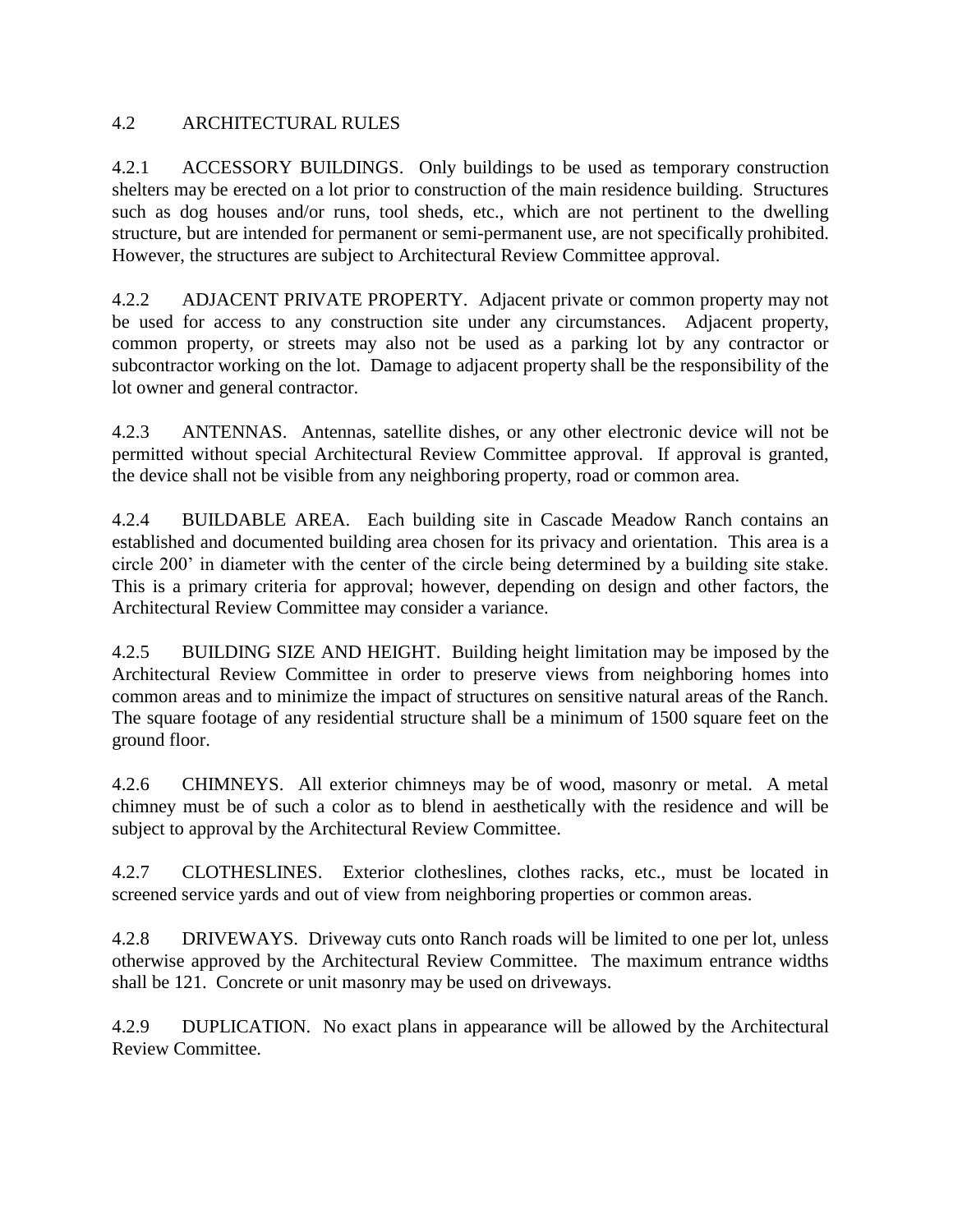## 4.2 ARCHITECTURAL RULES

4.2.1 ACCESSORY BUILDINGS. Only buildings to be used as temporary construction shelters may be erected on a lot prior to construction of the main residence building. Structures such as dog houses and/or runs, tool sheds, etc., which are not pertinent to the dwelling structure, but are intended for permanent or semi-permanent use, are not specifically prohibited. However, the structures are subject to Architectural Review Committee approval.

4.2.2 ADJACENT PRIVATE PROPERTY. Adjacent private or common property may not be used for access to any construction site under any circumstances. Adjacent property, common property, or streets may also not be used as a parking lot by any contractor or subcontractor working on the lot. Damage to adjacent property shall be the responsibility of the lot owner and general contractor.

4.2.3 ANTENNAS. Antennas, satellite dishes, or any other electronic device will not be permitted without special Architectural Review Committee approval. If approval is granted, the device shall not be visible from any neighboring property, road or common area.

4.2.4 BUILDABLE AREA. Each building site in Cascade Meadow Ranch contains an established and documented building area chosen for its privacy and orientation. This area is a circle 200' in diameter with the center of the circle being determined by a building site stake. This is a primary criteria for approval; however, depending on design and other factors, the Architectural Review Committee may consider a variance.

4.2.5 BUILDING SIZE AND HEIGHT. Building height limitation may be imposed by the Architectural Review Committee in order to preserve views from neighboring homes into common areas and to minimize the impact of structures on sensitive natural areas of the Ranch. The square footage of any residential structure shall be a minimum of 1500 square feet on the ground floor.

4.2.6 CHIMNEYS. All exterior chimneys may be of wood, masonry or metal. A metal chimney must be of such a color as to blend in aesthetically with the residence and will be subject to approval by the Architectural Review Committee.

4.2.7 CLOTHESLINES. Exterior clotheslines, clothes racks, etc., must be located in screened service yards and out of view from neighboring properties or common areas.

4.2.8 DRIVEWAYS. Driveway cuts onto Ranch roads will be limited to one per lot, unless otherwise approved by the Architectural Review Committee. The maximum entrance widths shall be 121. Concrete or unit masonry may be used on driveways.

4.2.9 DUPLICATION. No exact plans in appearance will be allowed by the Architectural Review Committee.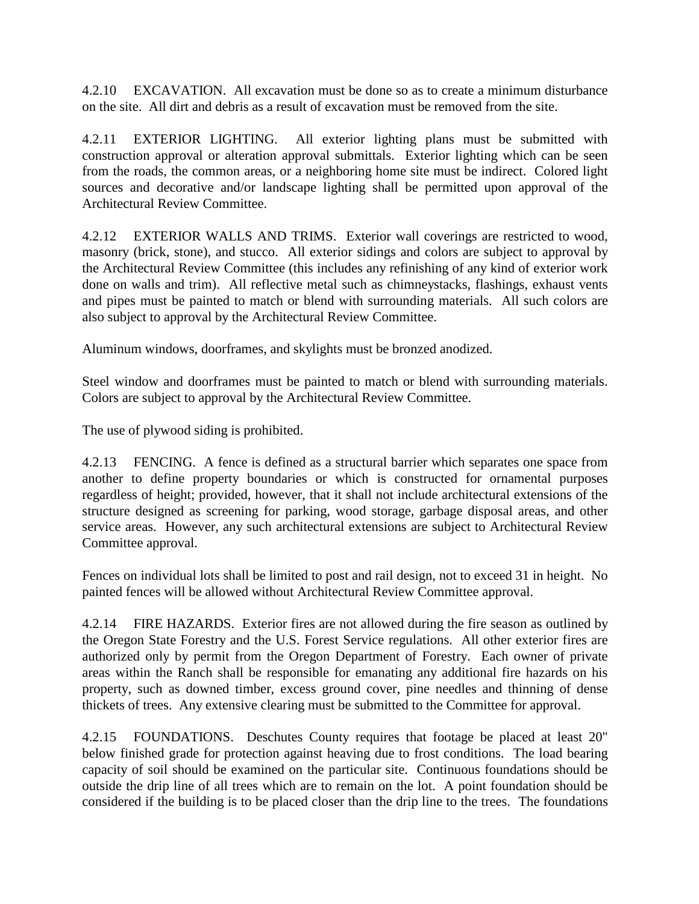4.2.10 EXCAVATION. All excavation must be done so as to create a minimum disturbance on the site. All dirt and debris as a result of excavation must be removed from the site.

4.2.11 EXTERIOR LIGHTING. All exterior lighting plans must be submitted with construction approval or alteration approval submittals. Exterior lighting which can be seen from the roads, the common areas, or a neighboring home site must be indirect. Colored light sources and decorative and/or landscape lighting shall be permitted upon approval of the Architectural Review Committee.

4.2.12 EXTERIOR WALLS AND TRIMS. Exterior wall coverings are restricted to wood, masonry (brick, stone), and stucco. All exterior sidings and colors are subject to approval by the Architectural Review Committee (this includes any refinishing of any kind of exterior work done on walls and trim). All reflective metal such as chimneystacks, flashings, exhaust vents and pipes must be painted to match or blend with surrounding materials. All such colors are also subject to approval by the Architectural Review Committee.

Aluminum windows, doorframes, and skylights must be bronzed anodized.

Steel window and doorframes must be painted to match or blend with surrounding materials. Colors are subject to approval by the Architectural Review Committee.

The use of plywood siding is prohibited.

4.2.13 FENCING. A fence is defined as a structural barrier which separates one space from another to define property boundaries or which is constructed for ornamental purposes regardless of height; provided, however, that it shall not include architectural extensions of the structure designed as screening for parking, wood storage, garbage disposal areas, and other service areas. However, any such architectural extensions are subject to Architectural Review Committee approval.

Fences on individual lots shall be limited to post and rail design, not to exceed 31 in height. No painted fences will be allowed without Architectural Review Committee approval.

4.2.14 FIRE HAZARDS. Exterior fires are not allowed during the fire season as outlined by the Oregon State Forestry and the U.S. Forest Service regulations. All other exterior fires are authorized only by permit from the Oregon Department of Forestry. Each owner of private areas within the Ranch shall be responsible for emanating any additional fire hazards on his property, such as downed timber, excess ground cover, pine needles and thinning of dense thickets of trees. Any extensive clearing must be submitted to the Committee for approval.

4.2.15 FOUNDATIONS. Deschutes County requires that footage be placed at least 20" below finished grade for protection against heaving due to frost conditions. The load bearing capacity of soil should be examined on the particular site. Continuous foundations should be outside the drip line of all trees which are to remain on the lot. A point foundation should be considered if the building is to be placed closer than the drip line to the trees. The foundations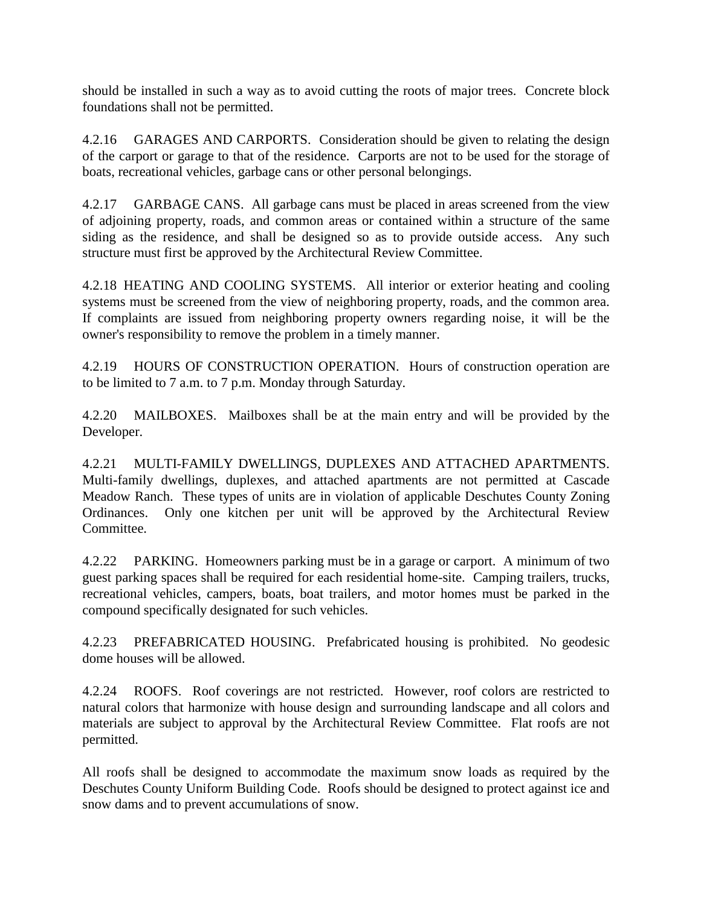should be installed in such a way as to avoid cutting the roots of major trees. Concrete block foundations shall not be permitted.

4.2.16 GARAGES AND CARPORTS. Consideration should be given to relating the design of the carport or garage to that of the residence. Carports are not to be used for the storage of boats, recreational vehicles, garbage cans or other personal belongings.

4.2.17 GARBAGE CANS. All garbage cans must be placed in areas screened from the view of adjoining property, roads, and common areas or contained within a structure of the same siding as the residence, and shall be designed so as to provide outside access. Any such structure must first be approved by the Architectural Review Committee.

4.2.18 HEATING AND COOLING SYSTEMS. All interior or exterior heating and cooling systems must be screened from the view of neighboring property, roads, and the common area. If complaints are issued from neighboring property owners regarding noise, it will be the owner's responsibility to remove the problem in a timely manner.

4.2.19 HOURS OF CONSTRUCTION OPERATION. Hours of construction operation are to be limited to 7 a.m. to 7 p.m. Monday through Saturday.

4.2.20 MAILBOXES. Mailboxes shall be at the main entry and will be provided by the Developer.

4.2.21 MULTI-FAMILY DWELLINGS, DUPLEXES AND ATTACHED APARTMENTS. Multi-family dwellings, duplexes, and attached apartments are not permitted at Cascade Meadow Ranch. These types of units are in violation of applicable Deschutes County Zoning Ordinances. Only one kitchen per unit will be approved by the Architectural Review Committee.

4.2.22 PARKING. Homeowners parking must be in a garage or carport. A minimum of two guest parking spaces shall be required for each residential home-site. Camping trailers, trucks, recreational vehicles, campers, boats, boat trailers, and motor homes must be parked in the compound specifically designated for such vehicles.

4.2.23 PREFABRICATED HOUSING. Prefabricated housing is prohibited. No geodesic dome houses will be allowed.

4.2.24 ROOFS. Roof coverings are not restricted. However, roof colors are restricted to natural colors that harmonize with house design and surrounding landscape and all colors and materials are subject to approval by the Architectural Review Committee. Flat roofs are not permitted.

All roofs shall be designed to accommodate the maximum snow loads as required by the Deschutes County Uniform Building Code. Roofs should be designed to protect against ice and snow dams and to prevent accumulations of snow.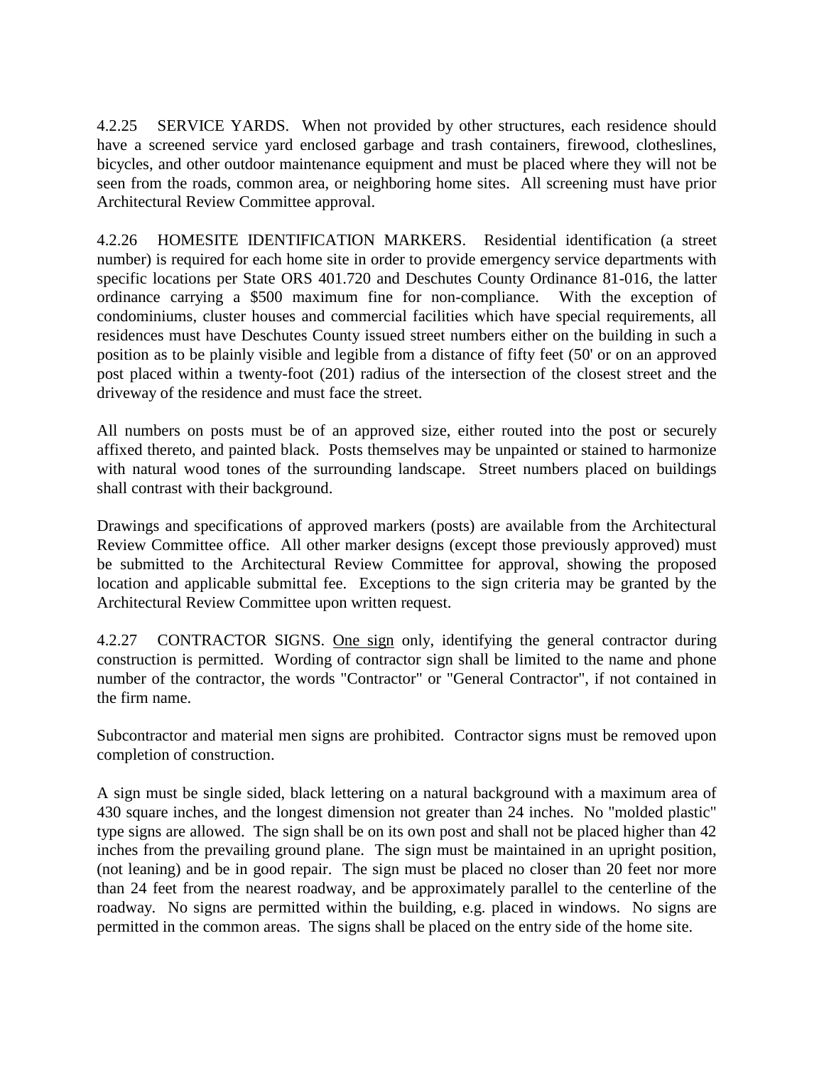4.2.25 SERVICE YARDS. When not provided by other structures, each residence should have a screened service yard enclosed garbage and trash containers, firewood, clotheslines, bicycles, and other outdoor maintenance equipment and must be placed where they will not be seen from the roads, common area, or neighboring home sites. All screening must have prior Architectural Review Committee approval.

4.2.26 HOMESITE IDENTIFICATION MARKERS. Residential identification (a street number) is required for each home site in order to provide emergency service departments with specific locations per State ORS 401.720 and Deschutes County Ordinance 81-016, the latter ordinance carrying a $500 maximum fine for non-compliance. With the exception of condominiums, cluster houses and commercial facilities which have special requirements, all residences must have Deschutes County issued street numbers either on the building in such a position as to be plainly visible and legible from a distance of fifty feet (50' or on an approved post placed within a twenty-foot (201) radius of the intersection of the closest street and the driveway of the residence and must face the street.

All numbers on posts must be of an approved size, either routed into the post or securely affixed thereto, and painted black. Posts themselves may be unpainted or stained to harmonize with natural wood tones of the surrounding landscape. Street numbers placed on buildings shall contrast with their background.

Drawings and specifications of approved markers (posts) are available from the Architectural Review Committee office. All other marker designs (except those previously approved) must be submitted to the Architectural Review Committee for approval, showing the proposed location and applicable submittal fee. Exceptions to the sign criteria may be granted by the Architectural Review Committee upon written request.

4.2.27 CONTRACTOR SIGNS. <u>One sign</u> only, identifying the general contractor during construction is permitted. Wording of contractor sign shall be limited to the name and phone number of the contractor, the words "Contractor" or "General Contractor", if not contained in the firm name.

Subcontractor and material men signs are prohibited. Contractor signs must be removed upon completion of construction.

A sign must be single sided, black lettering on a natural background with a maximum area of 430 square inches, and the longest dimension not greater than 24 inches. No "molded plastic" type signs are allowed. The sign shall be on its own post and shall not be placed higher than 42 inches from the prevailing ground plane. The sign must be maintained in an upright position, (not leaning) and be in good repair. The sign must be placed no closer than 20 feet nor more than 24 feet from the nearest roadway, and be approximately parallel to the centerline of the roadway. No signs are permitted within the building, e.g. placed in windows. No signs are permitted in the common areas. The signs shall be placed on the entry side of the home site.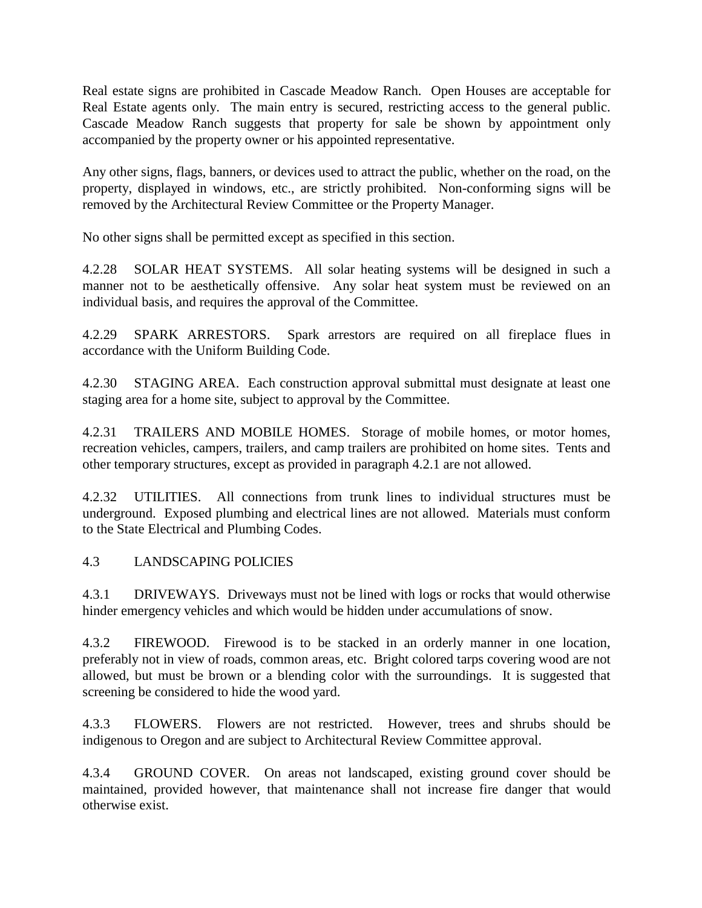Real estate signs are prohibited in Cascade Meadow Ranch. Open Houses are acceptable for Real Estate agents only. The main entry is secured, restricting access to the general public. Cascade Meadow Ranch suggests that property for sale be shown by appointment only accompanied by the property owner or his appointed representative.

Any other signs, flags, banners, or devices used to attract the public, whether on the road, on the property, displayed in windows, etc., are strictly prohibited. Non-conforming signs will be removed by the Architectural Review Committee or the Property Manager.

No other signs shall be permitted except as specified in this section.

4.2.28 SOLAR HEAT SYSTEMS. All solar heating systems will be designed in such a manner not to be aesthetically offensive. Any solar heat system must be reviewed on an individual basis, and requires the approval of the Committee.

4.2.29 SPARK ARRESTORS. Spark arrestors are required on all fireplace flues in accordance with the Uniform Building Code.

4.2.30 STAGING AREA. Each construction approval submittal must designate at least one staging area for a home site, subject to approval by the Committee.

4.2.31 TRAILERS AND MOBILE HOMES. Storage of mobile homes, or motor homes, recreation vehicles, campers, trailers, and camp trailers are prohibited on home sites. Tents and other temporary structures, except as provided in paragraph 4.2.1 are not allowed.

4.2.32 UTILITIES. All connections from trunk lines to individual structures must be underground. Exposed plumbing and electrical lines are not allowed. Materials must conform to the State Electrical and Plumbing Codes.

## 4.3 LANDSCAPING POLICIES

4.3.1 DRIVEWAYS. Driveways must not be lined with logs or rocks that would otherwise hinder emergency vehicles and which would be hidden under accumulations of snow.

4.3.2 FIREWOOD. Firewood is to be stacked in an orderly manner in one location, preferably not in view of roads, common areas, etc. Bright colored tarps covering wood are not allowed, but must be brown or a blending color with the surroundings. It is suggested that screening be considered to hide the wood yard.

4.3.3 FLOWERS. Flowers are not restricted. However, trees and shrubs should be indigenous to Oregon and are subject to Architectural Review Committee approval.

4.3.4 GROUND COVER. On areas not landscaped, existing ground cover should be maintained, provided however, that maintenance shall not increase fire danger that would otherwise exist.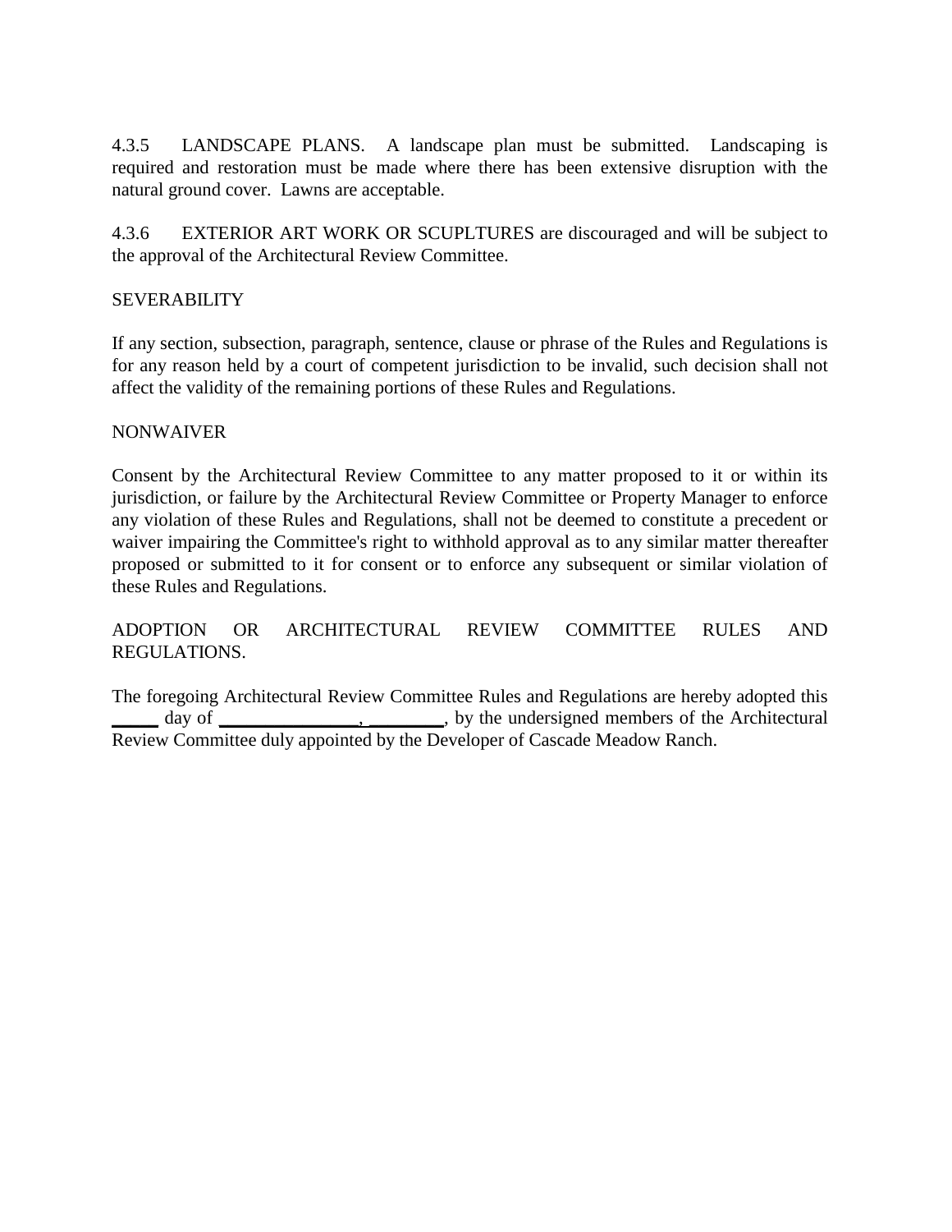4.3.5 LANDSCAPE PLANS. A landscape plan must be submitted. Landscaping is required and restoration must be made where there has been extensive disruption with the natural ground cover. Lawns are acceptable.

4.3.6 EXTERIOR ART WORK OR SCUPLTURES are discouraged and will be subject to the approval of the Architectural Review Committee.

SEVERABILITY

If any section, subsection, paragraph, sentence, clause or phrase of the Rules and Regulations is for any reason held by a court of competent jurisdiction to be invalid, such decision shall not affect the validity of the remaining portions of these Rules and Regulations.

NONWAIVER

Consent by the Architectural Review Committee to any matter proposed to it or within its jurisdiction, or failure by the Architectural Review Committee or Property Manager to enforce any violation of these Rules and Regulations, shall not be deemed to constitute a precedent or waiver impairing the Committee's right to withhold approval as to any similar matter thereafter proposed or submitted to it for consent or to enforce any subsequent or similar violation of these Rules and Regulations.

ADOPTION OR ARCHITECTURAL REVIEW COMMITTEE RULES AND REGULATIONS.

The foregoing Architectural Review Committee Rules and Regulations are hereby adopted this _____ day of _______________, ________, by the undersigned members of the Architectural Review Committee duly appointed by the Developer of Cascade Meadow Ranch.